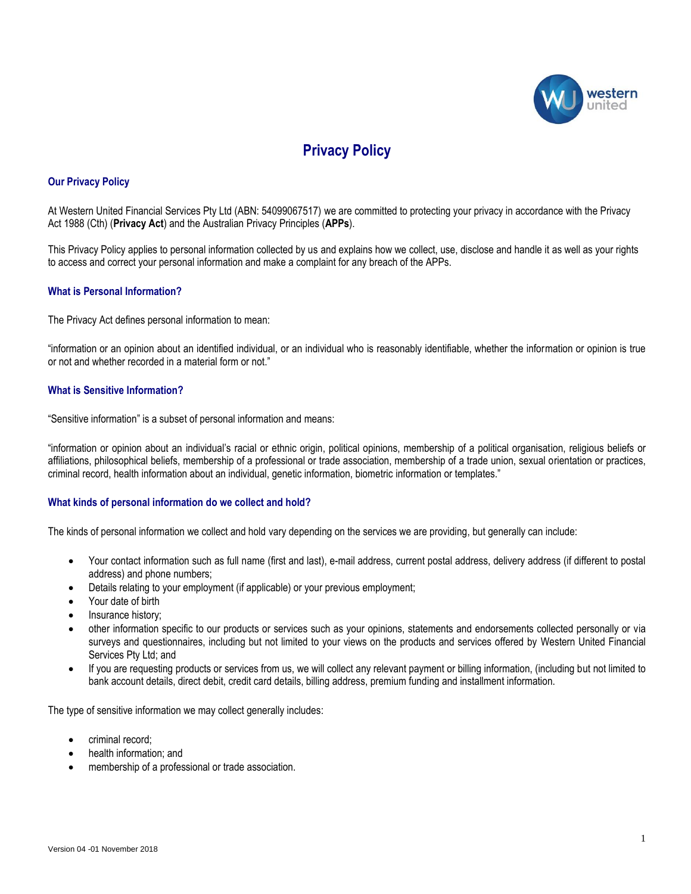# Privacy Policy

## Our Privacy Policy

At Western United Financial Services Pty Ltd (ABN: 54099067517) we are committed to protecting your privacy in accordance with the Privacy Act 1988 (Cth) (**Privacy Act**) and the Australian Privacy Principles (**APPs**).

This Privacy Policy applies to personal information collected by us and explains how we collect, use, disclose and handle it as well as your rights to access and correct your personal information and make a complaint for any breach of the APPs.

## What is Personal Information?

The Privacy Act defines personal information to mean:

"information or an opinion about an identified individual, or an individual who is reasonably identifiable, whether the information or opinion is true or not and whether recorded in a material form or not."

## What is Sensitive Information?

"Sensitive information" is a subset of personal information and means:

"information or opinion about an individual's racial or ethnic origin, political opinions, membership of a political organisation, religious beliefs or affiliations, philosophical beliefs, membership of a professional or trade association, membership of a trade union, sexual orientation or practices, criminal record, health information about an individual, genetic information, biometric information or templates."

## What kinds of personal information do we collect and hold?

The kinds of personal information we collect and hold vary depending on the services we are providing, but generally can include:

- Your contact information such as full name (first and last), e-mail address, current postal address, delivery address (if different to postal address) and phone numbers;
- Details relating to your employment (if applicable) or your previous employment;
- Your date of birth
- Insurance history;
- other information specific to our products or services such as your opinions, statements and endorsements collected personally or via surveys and questionnaires, including but not limited to your views on the products and services offered by Western United Financial Services Pty Ltd; and
- If you are requesting products or services from us, we will collect any relevant payment or billing information, (including but not limited to bank account details, direct debit, credit card details, billing address, premium funding and installment information.

The type of sensitive information we may collect generally includes:

- criminal record;
- health information; and
- membership of a professional or trade association.

Version 04 -01 November 2018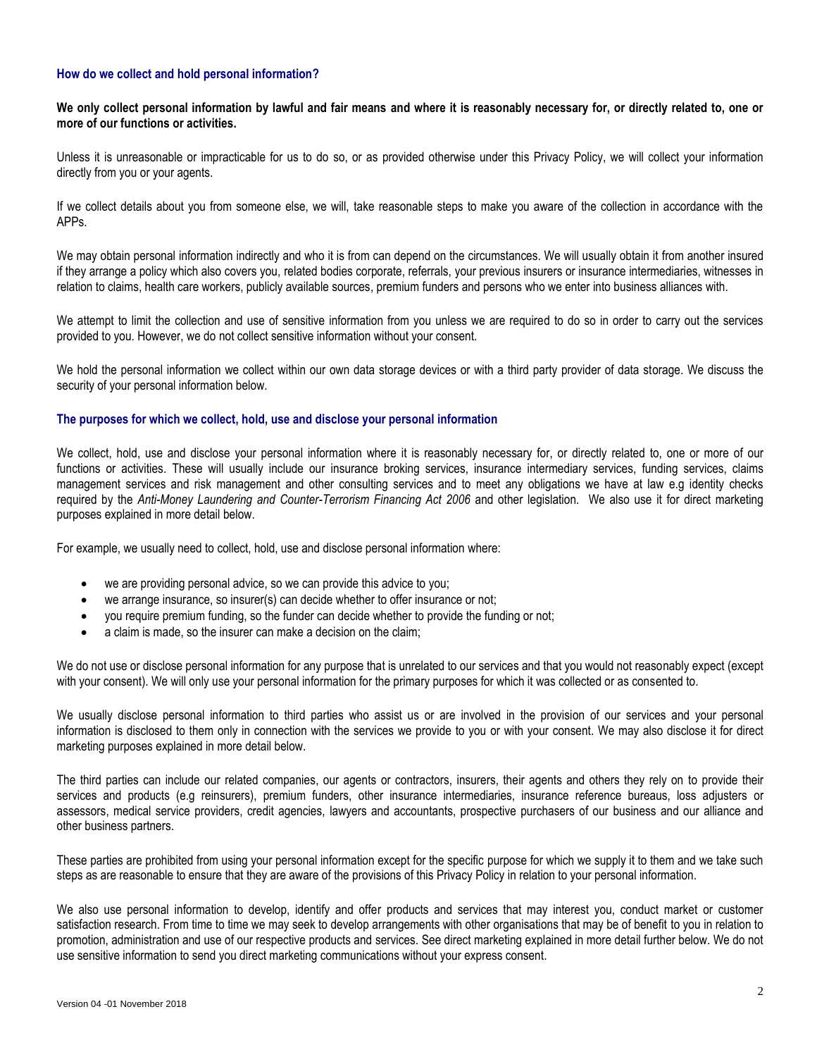## How do we collect and hold personal information?

**We only collect personal information by lawful and fair means and where it is reasonably necessary for, or directly related to, one or more of our functions or activities.**

Unless it is unreasonable or impracticable for us to do so, or as provided otherwise under this Privacy Policy, we will collect your information directly from you or your agents.

If we collect details about you from someone else, we will, take reasonable steps to make you aware of the collection in accordance with the APPs.

We may obtain personal information indirectly and who it is from can depend on the circumstances. We will usually obtain it from another insured if they arrange a policy which also covers you, related bodies corporate, referrals, your previous insurers or insurance intermediaries, witnesses in relation to claims, health care workers, publicly available sources, premium funders and persons who we enter into business alliances with.

We attempt to limit the collection and use of sensitive information from you unless we are required to do so in order to carry out the services provided to you. However, we do not collect sensitive information without your consent.

We hold the personal information we collect within our own data storage devices or with a third party provider of data storage. We discuss the security of your personal information below.

## The purposes for which we collect, hold, use and disclose your personal information

We collect, hold, use and disclose your personal information where it is reasonably necessary for, or directly related to, one or more of our functions or activities. These will usually include our insurance broking services, insurance intermediary services, funding services, claims management services and risk management and other consulting services and to meet any obligations we have at law e.g identity checks required by the *Anti-Money Laundering and Counter-Terrorism Financing Act 2006* and other legislation. We also use it for direct marketing purposes explained in more detail below.

For example, we usually need to collect, hold, use and disclose personal information where:

- we are providing personal advice, so we can provide this advice to you;
- we arrange insurance, so insurer(s) can decide whether to offer insurance or not;
- you require premium funding, so the funder can decide whether to provide the funding or not;
- a claim is made, so the insurer can make a decision on the claim;

We do not use or disclose personal information for any purpose that is unrelated to our services and that you would not reasonably expect (except with your consent). We will only use your personal information for the primary purposes for which it was collected or as consented to.

We usually disclose personal information to third parties who assist us or are involved in the provision of our services and your personal information is disclosed to them only in connection with the services we provide to you or with your consent. We may also disclose it for direct marketing purposes explained in more detail below.

The third parties can include our related companies, our agents or contractors, insurers, their agents and others they rely on to provide their services and products (e.g reinsurers), premium funders, other insurance intermediaries, insurance reference bureaus, loss adjusters or assessors, medical service providers, credit agencies, lawyers and accountants, prospective purchasers of our business and our alliance and other business partners.

These parties are prohibited from using your personal information except for the specific purpose for which we supply it to them and we take such steps as are reasonable to ensure that they are aware of the provisions of this Privacy Policy in relation to your personal information.

We also use personal information to develop, identify and offer products and services that may interest you, conduct market or customer satisfaction research. From time to time we may seek to develop arrangements with other organisations that may be of benefit to you in relation to promotion, administration and use of our respective products and services. See direct marketing explained in more detail further below. We do not use sensitive information to send you direct marketing communications without your express consent.

Version 04 -01 November 2018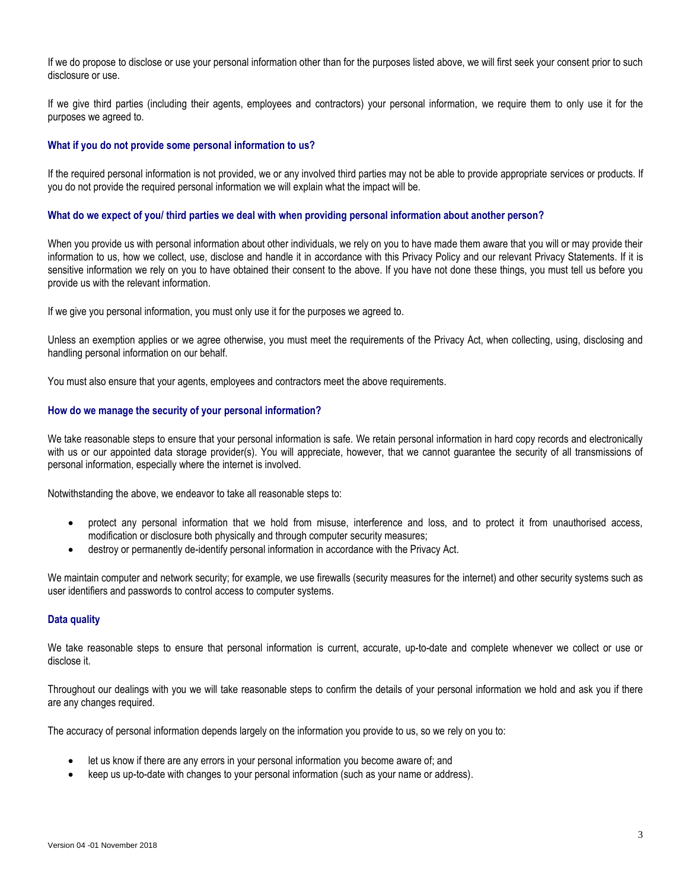If we do propose to disclose or use your personal information other than for the purposes listed above, we will first seek your consent prior to such disclosure or use.

If we give third parties (including their agents, employees and contractors) your personal information, we require them to only use it for the purposes we agreed to.

### What if you do not provide some personal information to us?

If the required personal information is not provided, we or any involved third parties may not be able to provide appropriate services or products. If you do not provide the required personal information we will explain what the impact will be.

### What do we expect of you/ third parties we deal with when providing personal information about another person?

When you provide us with personal information about other individuals, we rely on you to have made them aware that you will or may provide their information to us, how we collect, use, disclose and handle it in accordance with this Privacy Policy and our relevant Privacy Statements. If it is sensitive information we rely on you to have obtained their consent to the above. If you have not done these things, you must tell us before you provide us with the relevant information.

If we give you personal information, you must only use it for the purposes we agreed to.

Unless an exemption applies or we agree otherwise, you must meet the requirements of the Privacy Act, when collecting, using, disclosing and handling personal information on our behalf.

You must also ensure that your agents, employees and contractors meet the above requirements.

### How do we manage the security of your personal information?

We take reasonable steps to ensure that your personal information is safe. We retain personal information in hard copy records and electronically with us or our appointed data storage provider(s). You will appreciate, however, that we cannot guarantee the security of all transmissions of personal information, especially where the internet is involved.

Notwithstanding the above, we endeavor to take all reasonable steps to:

- protect any personal information that we hold from misuse, interference and loss, and to protect it from unauthorised access, modification or disclosure both physically and through computer security measures;
- destroy or permanently de-identify personal information in accordance with the Privacy Act.

We maintain computer and network security; for example, we use firewalls (security measures for the internet) and other security systems such as user identifiers and passwords to control access to computer systems.

### Data quality

We take reasonable steps to ensure that personal information is current, accurate, up-to-date and complete whenever we collect or use or disclose it.

Throughout our dealings with you we will take reasonable steps to confirm the details of your personal information we hold and ask you if there are any changes required.

The accuracy of personal information depends largely on the information you provide to us, so we rely on you to:

- let us know if there are any errors in your personal information you become aware of; and
- keep us up-to-date with changes to your personal information (such as your name or address).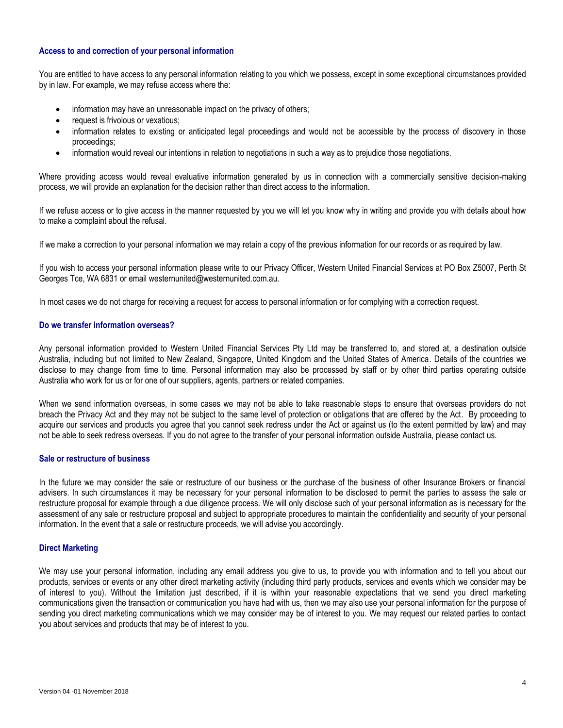## Access to and correction of your personal information

You are entitled to have access to any personal information relating to you which we possess, except in some exceptional circumstances provided by in law. For example, we may refuse access where the:

- information may have an unreasonable impact on the privacy of others;
- request is frivolous or vexatious;
- information relates to existing or anticipated legal proceedings and would not be accessible by the process of discovery in those proceedings;
- information would reveal our intentions in relation to negotiations in such a way as to prejudice those negotiations.

Where providing access would reveal evaluative information generated by us in connection with a commercially sensitive decision-making process, we will provide an explanation for the decision rather than direct access to the information.

If we refuse access or to give access in the manner requested by you we will let you know why in writing and provide you with details about how to make a complaint about the refusal.

If we make a correction to your personal information we may retain a copy of the previous information for our records or as required by law.

If you wish to access your personal information please write to our Privacy Officer, Western United Financial Services at PO Box Z5007, Perth St Georges Tce, WA 6831 or email westernunited@westernunited.com.au.

In most cases we do not charge for receiving a request for access to personal information or for complying with a correction request.

## Do we transfer information overseas?

Any personal information provided to Western United Financial Services Pty Ltd may be transferred to, and stored at, a destination outside Australia, including but not limited to New Zealand, Singapore, United Kingdom and the United States of America. Details of the countries we disclose to may change from time to time. Personal information may also be processed by staff or by other third parties operating outside Australia who work for us or for one of our suppliers, agents, partners or related companies.

When we send information overseas, in some cases we may not be able to take reasonable steps to ensure that overseas providers do not breach the Privacy Act and they may not be subject to the same level of protection or obligations that are offered by the Act. By proceeding to acquire our services and products you agree that you cannot seek redress under the Act or against us (to the extent permitted by law) and may not be able to seek redress overseas. If you do not agree to the transfer of your personal information outside Australia, please contact us.

## Sale or restructure of business

In the future we may consider the sale or restructure of our business or the purchase of the business of other Insurance Brokers or financial advisers. In such circumstances it may be necessary for your personal information to be disclosed to permit the parties to assess the sale or restructure proposal for example through a due diligence process. We will only disclose such of your personal information as is necessary for the assessment of any sale or restructure proposal and subject to appropriate procedures to maintain the confidentiality and security of your personal information. In the event that a sale or restructure proceeds, we will advise you accordingly.

## Direct Marketing

We may use your personal information, including any email address you give to us, to provide you with information and to tell you about our products, services or events or any other direct marketing activity (including third party products, services and events which we consider may be of interest to you). Without the limitation just described, if it is within your reasonable expectations that we send you direct marketing communications given the transaction or communication you have had with us, then we may also use your personal information for the purpose of sending you direct marketing communications which we may consider may be of interest to you. We may request our related parties to contact you about services and products that may be of interest to you.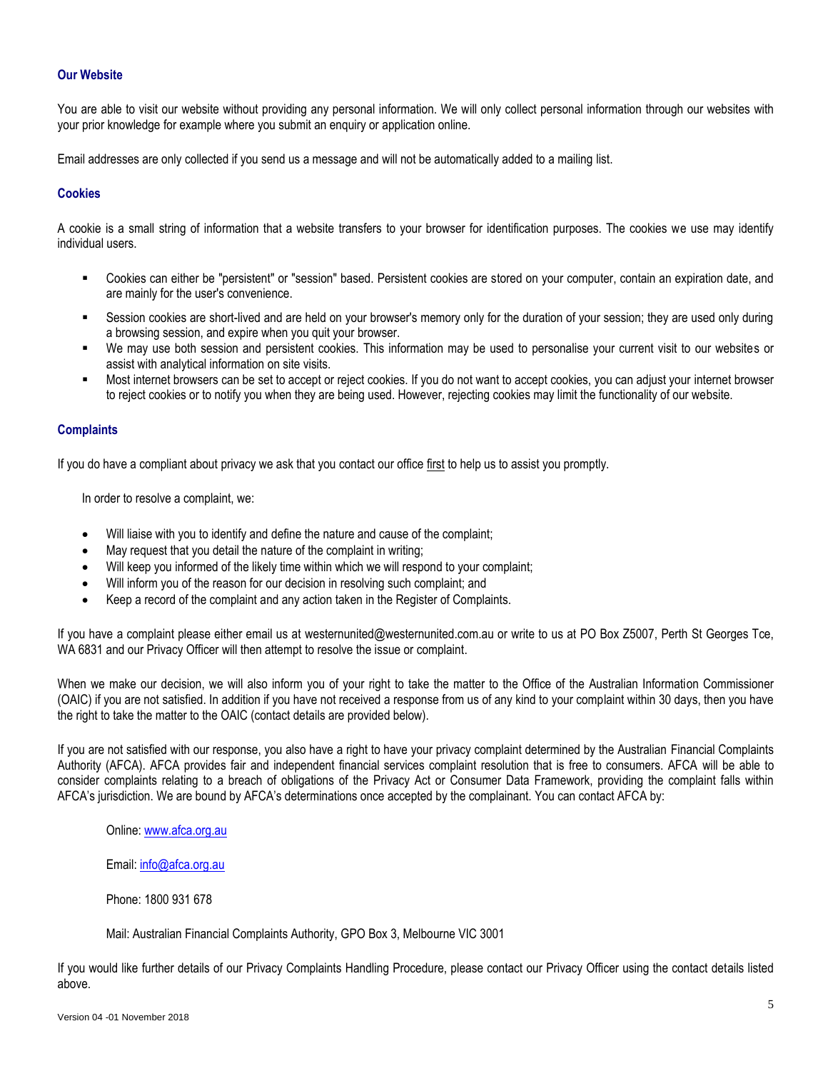### Our Website

You are able to visit our website without providing any personal information. We will only collect personal information through our websites with your prior knowledge for example where you submit an enquiry or application online.

Email addresses are only collected if you send us a message and will not be automatically added to a mailing list.

### Cookies

A cookie is a small string of information that a website transfers to your browser for identification purposes. The cookies we use may identify individual users.

- Cookies can either be "persistent" or "session" based. Persistent cookies are stored on your computer, contain an expiration date, and are mainly for the user's convenience.
- Session cookies are short-lived and are held on your browser's memory only for the duration of your session; they are used only during a browsing session, and expire when you quit your browser.
- We may use both session and persistent cookies. This information may be used to personalise your current visit to our websites or assist with analytical information on site visits.
- Most internet browsers can be set to accept or reject cookies. If you do not want to accept cookies, you can adjust your internet browser to reject cookies or to notify you when they are being used. However, rejecting cookies may limit the functionality of our website.

### Complaints

If you do have a compliant about privacy we ask that you contact our office first to help us to assist you promptly.

In order to resolve a complaint, we:

- Will liaise with you to identify and define the nature and cause of the complaint;
- May request that you detail the nature of the complaint in writing;
- Will keep you informed of the likely time within which we will respond to your complaint;
- Will inform you of the reason for our decision in resolving such complaint; and
- Keep a record of the complaint and any action taken in the Register of Complaints.

If you have a complaint please either email us at westernunited@westernunited.com.au or write to us at PO Box Z5007, Perth St Georges Tce, WA 6831 and our Privacy Officer will then attempt to resolve the issue or complaint.

When we make our decision, we will also inform you of your right to take the matter to the Office of the Australian Information Commissioner (OAIC) if you are not satisfied. In addition if you have not received a response from us of any kind to your complaint within 30 days, then you have the right to take the matter to the OAIC (contact details are provided below).

If you are not satisfied with our response, you also have a right to have your privacy complaint determined by the Australian Financial Complaints Authority (AFCA). AFCA provides fair and independent financial services complaint resolution that is free to consumers. AFCA will be able to consider complaints relating to a breach of obligations of the Privacy Act or Consumer Data Framework, providing the complaint falls within AFCA's jurisdiction. We are bound by AFCA's determinations once accepted by the complainant. You can contact AFCA by:

Online: www.afca.org.au

Email: info@afca.org.au

Phone: 1800 931 678

Mail: Australian Financial Complaints Authority, GPO Box 3, Melbourne VIC 3001

If you would like further details of our Privacy Complaints Handling Procedure, please contact our Privacy Officer using the contact details listed above.

Version 04 -01 November 2018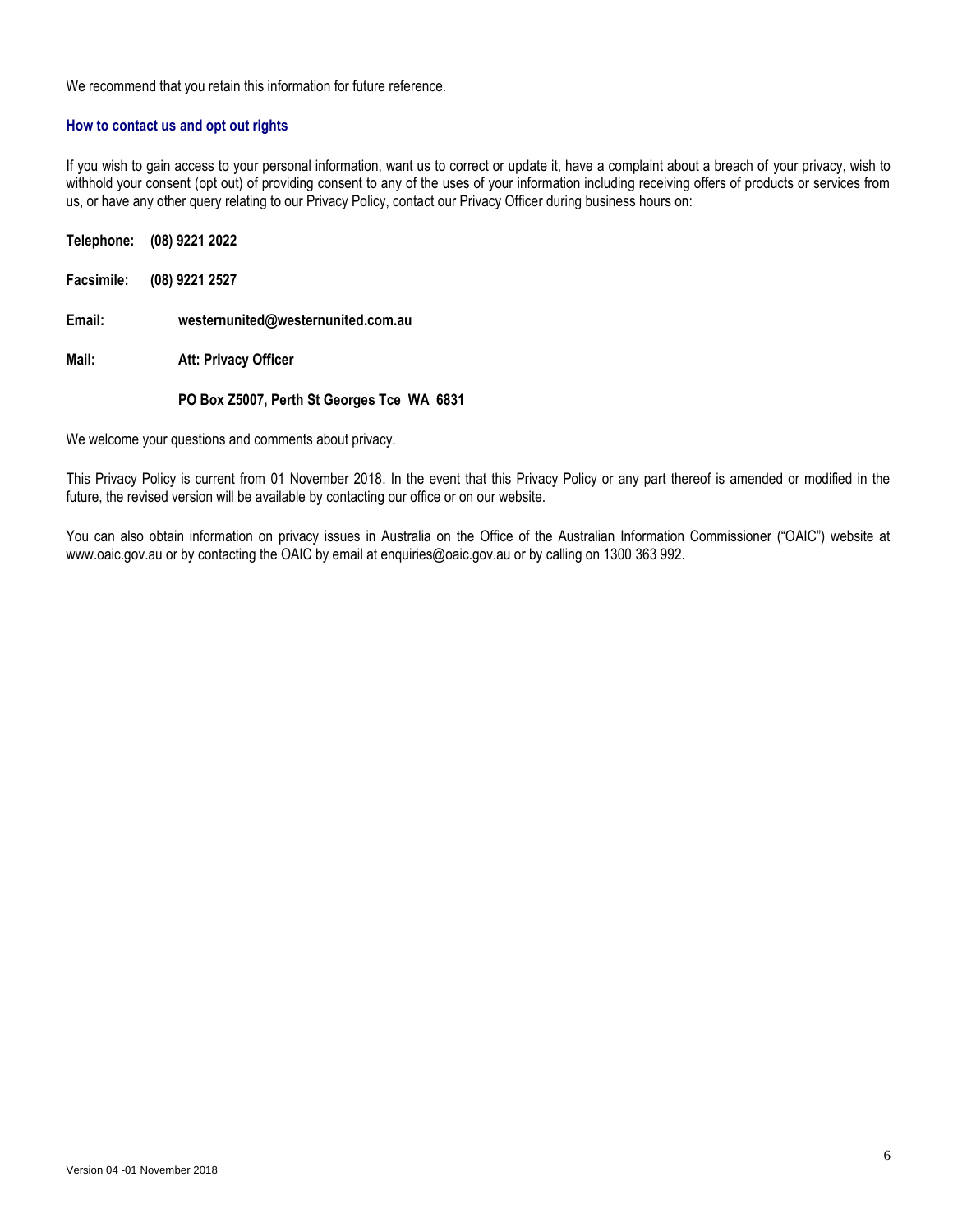We recommend that you retain this information for future reference.

## How to contact us and opt out rights

If you wish to gain access to your personal information, want us to correct or update it, have a complaint about a breach of your privacy, wish to withhold your consent (opt out) of providing consent to any of the uses of your information including receiving offers of products or services from us, or have any other query relating to our Privacy Policy, contact our Privacy Officer during business hours on:

**Telephone: (08) 9221 2022**

**Facsimile: (08) 9221 2527**

**Email: westernunited@westernunited.com.au**

**Mail: Att: Privacy Officer**

**PO Box Z5007, Perth St Georges Tce WA 6831**

We welcome your questions and comments about privacy.

This Privacy Policy is current from 01 November 2018. In the event that this Privacy Policy or any part thereof is amended or modified in the future, the revised version will be available by contacting our office or on our website.

You can also obtain information on privacy issues in Australia on the Office of the Australian Information Commissioner ("OAIC") website at www.oaic.gov.au or by contacting the OAIC by email at enquiries@oaic.gov.au or by calling on 1300 363 992.